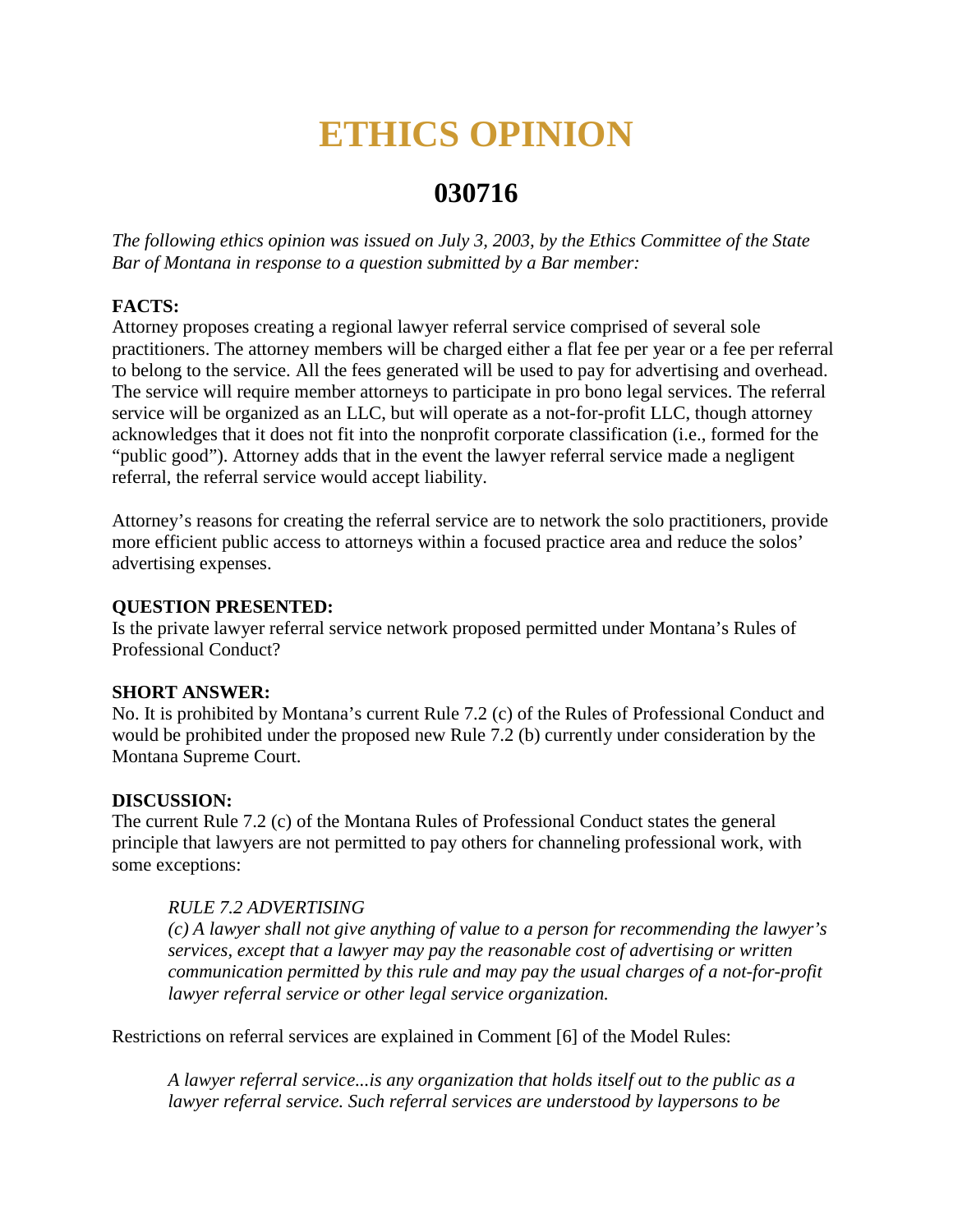# ETHICS OPINION

## 030716

*The following ethics opinion was issued on July 3, 2003, by the Ethics Committee of the State Bar of Montana in response to a question submitted by a Bar member:*

**FACTS:**
Attorney proposes creating a regional lawyer referral service comprised of several sole practitioners. The attorney members will be charged either a flat fee per year or a fee per referral to belong to the service. All the fees generated will be used to pay for advertising and overhead. The service will require member attorneys to participate in pro bono legal services. The referral service will be organized as an LLC, but will operate as a not-for-profit LLC, though attorney acknowledges that it does not fit into the nonprofit corporate classification (i.e., formed for the "public good"). Attorney adds that in the event the lawyer referral service made a negligent referral, the referral service would accept liability.

Attorney's reasons for creating the referral service are to network the solo practitioners, provide more efficient public access to attorneys within a focused practice area and reduce the solos' advertising expenses.

**QUESTION PRESENTED:**
Is the private lawyer referral service network proposed permitted under Montana's Rules of Professional Conduct?

**SHORT ANSWER:**
No. It is prohibited by Montana's current Rule 7.2 (c) of the Rules of Professional Conduct and would be prohibited under the proposed new Rule 7.2 (b) currently under consideration by the Montana Supreme Court.

**DISCUSSION:**
The current Rule 7.2 (c) of the Montana Rules of Professional Conduct states the general principle that lawyers are not permitted to pay others for channeling professional work, with some exceptions:

> *RULE 7.2 ADVERTISING*
> *(c) A lawyer shall not give anything of value to a person for recommending the lawyer's services, except that a lawyer may pay the reasonable cost of advertising or written communication permitted by this rule and may pay the usual charges of a not-for-profit lawyer referral service or other legal service organization.*

Restrictions on referral services are explained in Comment [6] of the Model Rules:

> *A lawyer referral service...is any organization that holds itself out to the public as a lawyer referral service. Such referral services are understood by laypersons to be*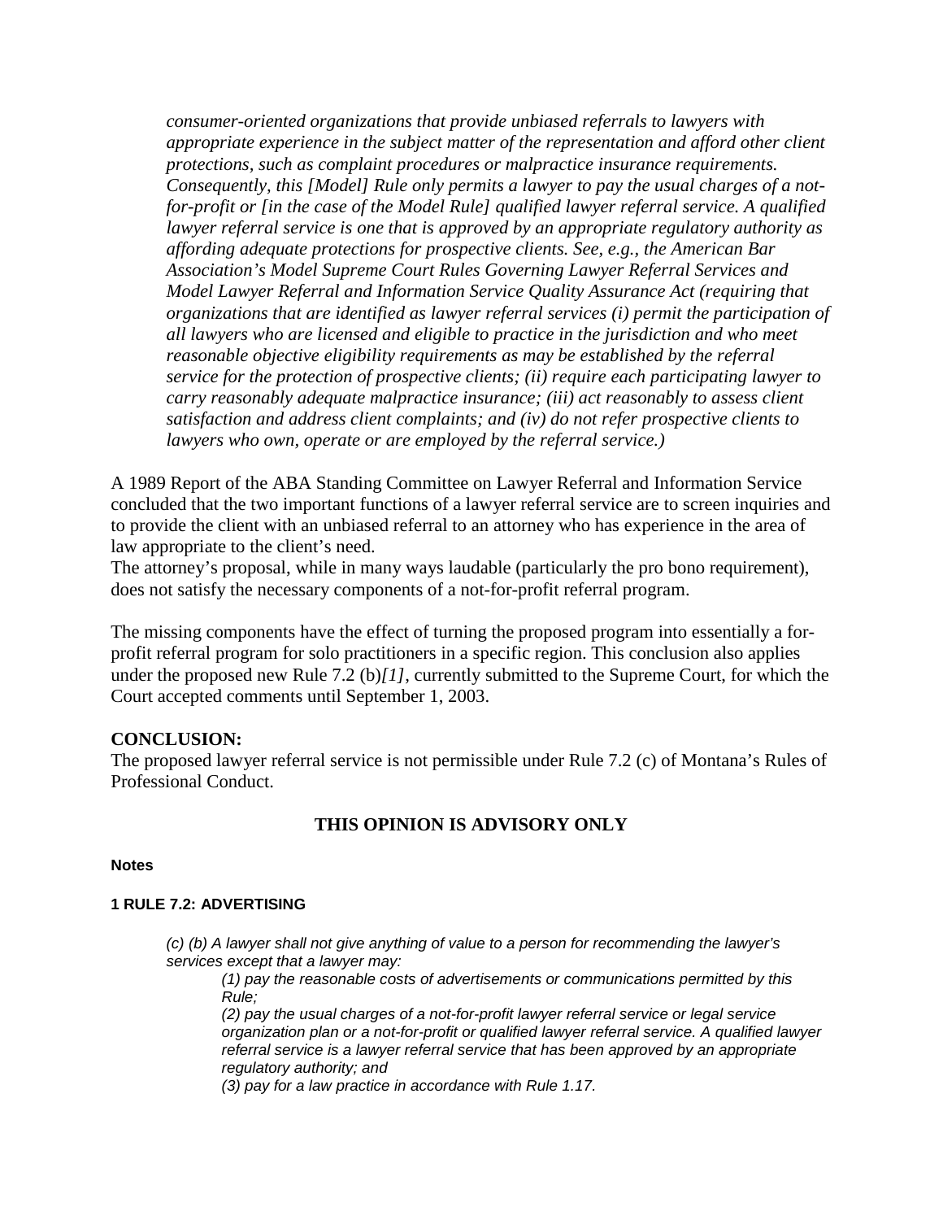*consumer-oriented organizations that provide unbiased referrals to lawyers with appropriate experience in the subject matter of the representation and afford other client protections, such as complaint procedures or malpractice insurance requirements. Consequently, this [Model] Rule only permits a lawyer to pay the usual charges of a not-for-profit or [in the case of the Model Rule] qualified lawyer referral service. A qualified lawyer referral service is one that is approved by an appropriate regulatory authority as affording adequate protections for prospective clients. See, e.g., the American Bar Association's Model Supreme Court Rules Governing Lawyer Referral Services and Model Lawyer Referral and Information Service Quality Assurance Act (requiring that organizations that are identified as lawyer referral services (i) permit the participation of all lawyers who are licensed and eligible to practice in the jurisdiction and who meet reasonable objective eligibility requirements as may be established by the referral service for the protection of prospective clients; (ii) require each participating lawyer to carry reasonably adequate malpractice insurance; (iii) act reasonably to assess client satisfaction and address client complaints; and (iv) do not refer prospective clients to lawyers who own, operate or are employed by the referral service.)*

A 1989 Report of the ABA Standing Committee on Lawyer Referral and Information Service concluded that the two important functions of a lawyer referral service are to screen inquiries and to provide the client with an unbiased referral to an attorney who has experience in the area of law appropriate to the client's need.
The attorney's proposal, while in many ways laudable (particularly the pro bono requirement), does not satisfy the necessary components of a not-for-profit referral program.

The missing components have the effect of turning the proposed program into essentially a for-profit referral program for solo practitioners in a specific region. This conclusion also applies under the proposed new Rule 7.2 (b)*[1]*, currently submitted to the Supreme Court, for which the Court accepted comments until September 1, 2003.

## CONCLUSION:

The proposed lawyer referral service is not permissible under Rule 7.2 (c) of Montana's Rules of Professional Conduct.

**THIS OPINION IS ADVISORY ONLY**

#### Notes

#### 1 RULE 7.2: ADVERTISING

*(c) (b) A lawyer shall not give anything of value to a person for recommending the lawyer's services except that a lawyer may:*

*(1) pay the reasonable costs of advertisements or communications permitted by this Rule;*

*(2) pay the usual charges of a not-for-profit lawyer referral service or legal service organization plan or a not-for-profit or qualified lawyer referral service. A qualified lawyer referral service is a lawyer referral service that has been approved by an appropriate regulatory authority; and*

*(3) pay for a law practice in accordance with Rule 1.17.*